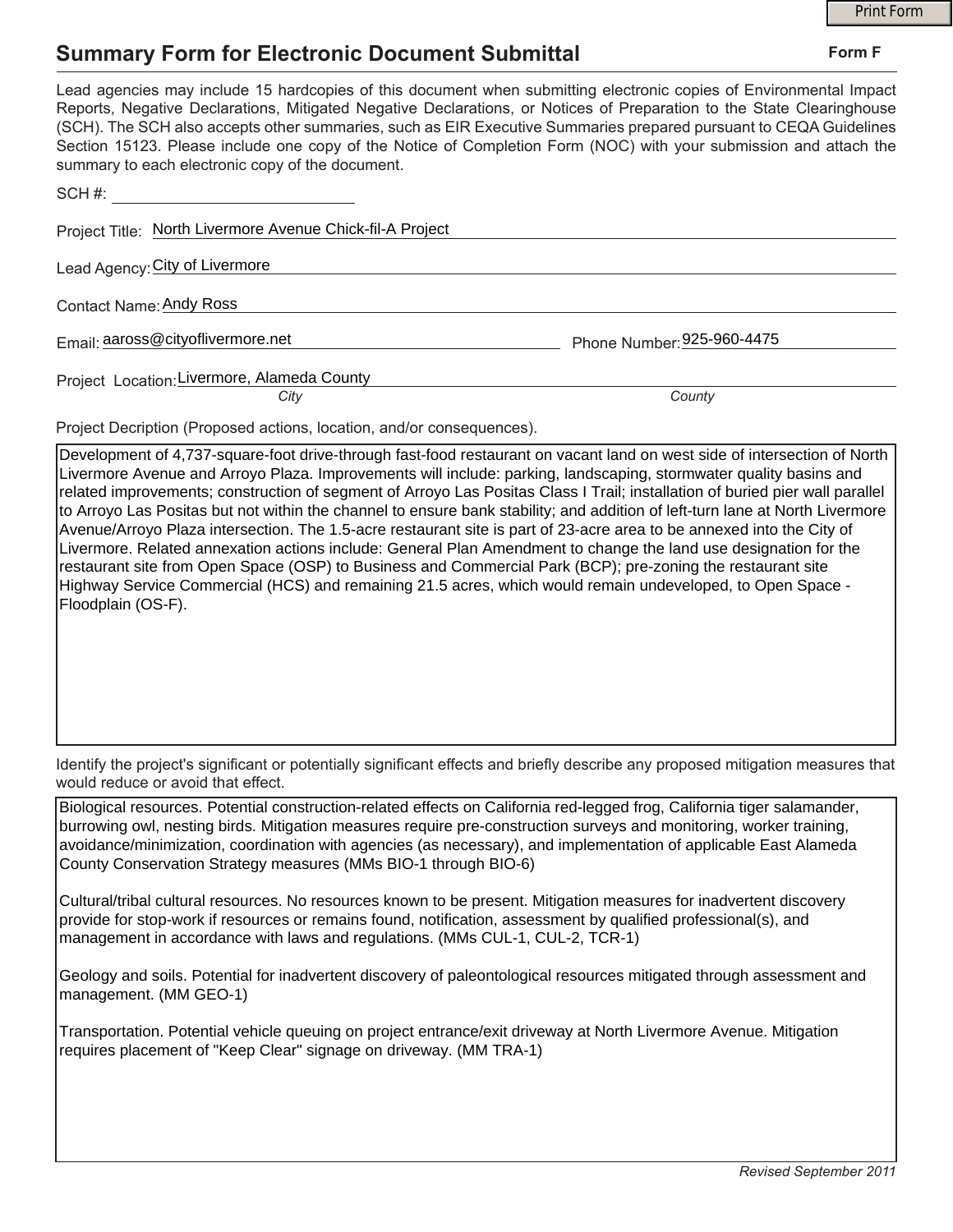# Summary Form for Electronic Document Submittal

**Form F**

Lead agencies may include 15 hardcopies of this document when submitting electronic copies of Environmental Impact Reports, Negative Declarations, Mitigated Negative Declarations, or Notices of Preparation to the State Clearinghouse (SCH). The SCH also accepts other summaries, such as EIR Executive Summaries prepared pursuant to CEQA Guidelines Section 15123. Please include one copy of the Notice of Completion Form (NOC) with your submission and attach the summary to each electronic copy of the document.

SCH #: ____________________

Project Title: North Livermore Avenue Chick-fil-A Project

Lead Agency: City of Livermore

Contact Name: Andy Ross

Email: aaross@cityoflivermore.net

Phone Number: 925-960-4475

Project Location: Livermore, Alameda County

*City* *County*

Project Decription (Proposed actions, location, and/or consequences).

Development of 4,737-square-foot drive-through fast-food restaurant on vacant land on west side of intersection of North Livermore Avenue and Arroyo Plaza. Improvements will include: parking, landscaping, stormwater quality basins and related improvements; construction of segment of Arroyo Las Positas Class I Trail; installation of buried pier wall parallel to Arroyo Las Positas but not within the channel to ensure bank stability; and addition of left-turn lane at North Livermore Avenue/Arroyo Plaza intersection. The 1.5-acre restaurant site is part of 23-acre area to be annexed into the City of Livermore. Related annexation actions include: General Plan Amendment to change the land use designation for the restaurant site from Open Space (OSP) to Business and Commercial Park (BCP); pre-zoning the restaurant site Highway Service Commercial (HCS) and remaining 21.5 acres, which would remain undeveloped, to Open Space - Floodplain (OS-F).

Identify the project's significant or potentially significant effects and briefly describe any proposed mitigation measures that would reduce or avoid that effect.

Biological resources. Potential construction-related effects on California red-legged frog, California tiger salamander, burrowing owl, nesting birds. Mitigation measures require pre-construction surveys and monitoring, worker training, avoidance/minimization, coordination with agencies (as necessary), and implementation of applicable East Alameda County Conservation Strategy measures (MMs BIO-1 through BIO-6)

Cultural/tribal cultural resources. No resources known to be present. Mitigation measures for inadvertent discovery provide for stop-work if resources or remains found, notification, assessment by qualified professional(s), and management in accordance with laws and regulations. (MMs CUL-1, CUL-2, TCR-1)

Geology and soils. Potential for inadvertent discovery of paleontological resources mitigated through assessment and management. (MM GEO-1)

Transportation. Potential vehicle queuing on project entrance/exit driveway at North Livermore Avenue. Mitigation requires placement of "Keep Clear" signage on driveway. (MM TRA-1)

*Revised September 2011*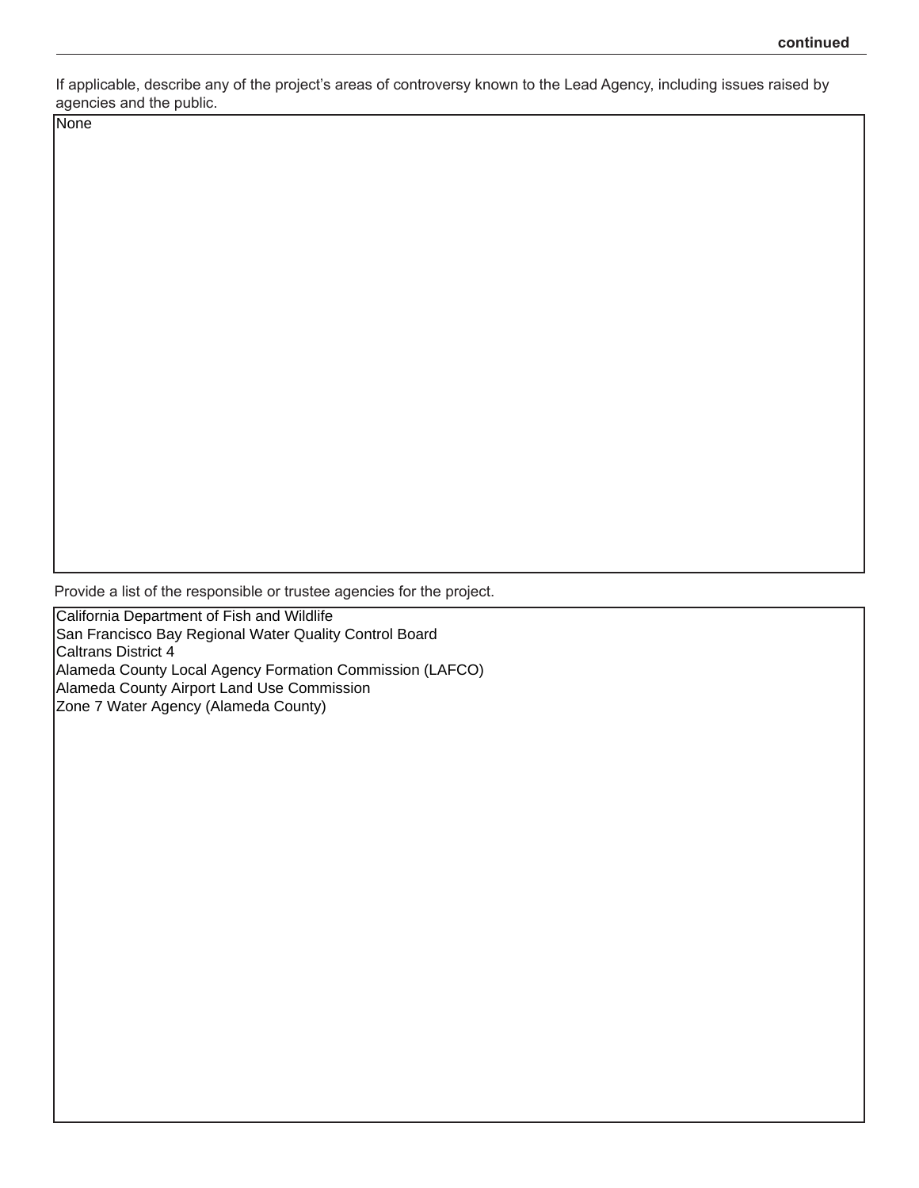**continued**

If applicable, describe any of the project's areas of controversy known to the Lead Agency, including issues raised by agencies and the public.

None

Provide a list of the responsible or trustee agencies for the project.

California Department of Fish and Wildlife
San Francisco Bay Regional Water Quality Control Board
Caltrans District 4
Alameda County Local Agency Formation Commission (LAFCO)
Alameda County Airport Land Use Commission
Zone 7 Water Agency (Alameda County)